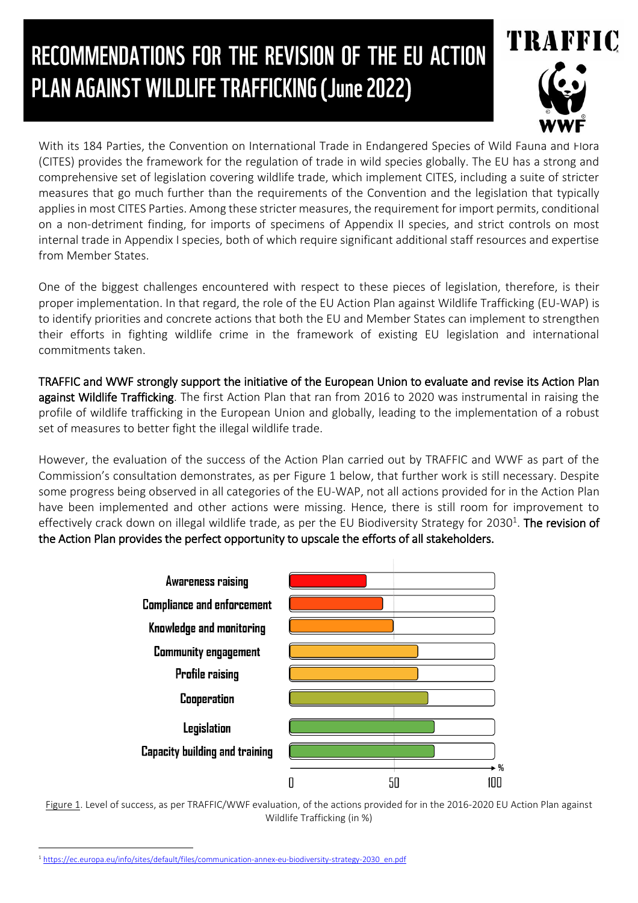# RECOMMENDATIONS FOR THE REVISION OF THE EU ACTION PLAN AGAINST WILDLIFE TRAFFICKING (June 2022)

With its 184 Parties, the Convention on International Trade in Endangered Species of Wild Fauna and Flora (CITES) provides the framework for the regulation of trade in wild species globally. The EU has a strong and comprehensive set of legislation covering wildlife trade, which implement CITES, including a suite of stricter measures that go much further than the requirements of the Convention and the legislation that typically applies in most CITES Parties. Among these stricter measures, the requirement for import permits, conditional on a non-detriment finding, for imports of specimens of Appendix II species, and strict controls on most internal trade in Appendix I species, both of which require significant additional staff resources and expertise from Member States.

One of the biggest challenges encountered with respect to these pieces of legislation, therefore, is their proper implementation. In that regard, the role of the EU Action Plan against Wildlife Trafficking (EU-WAP) is to identify priorities and concrete actions that both the EU and Member States can implement to strengthen their efforts in fighting wildlife crime in the framework of existing EU legislation and international commitments taken.

**TRAFFIC and WWF strongly support the initiative of the European Union to evaluate and revise its Action Plan against Wildlife Trafficking**. The first Action Plan that ran from 2016 to 2020 was instrumental in raising the profile of wildlife trafficking in the European Union and globally, leading to the implementation of a robust set of measures to better fight the illegal wildlife trade.

However, the evaluation of the success of the Action Plan carried out by TRAFFIC and WWF as part of the Commission's consultation demonstrates, as per Figure 1 below, that further work is still necessary. Despite some progress being observed in all categories of the EU-WAP, not all actions provided for in the Action Plan have been implemented and other actions were missing. Hence, there is still room for improvement to effectively crack down on illegal wildlife trade, as per the EU Biodiversity Strategy for 2030[1]. **The revision of the Action Plan provides the perfect opportunity to upscale the efforts of all stakeholders.**

| Category | Level of success (%) |
|---|---|
| Awareness raising | ~37 |
| Compliance and enforcement | ~45 |
| Knowledge and monitoring | ~50 |
| Community engagement | ~62 |
| Profile raising | ~62 |
| Cooperation | ~67 |
| Legislation | ~70 |
| Capacity building and training | ~70 |

Figure 1. Level of success, as per TRAFFIC/WWF evaluation, of the actions provided for in the 2016-2020 EU Action Plan against Wildlife Trafficking (in %)

[1] https://ec.europa.eu/info/sites/default/files/communication-annex-eu-biodiversity-strategy-2030_en.pdf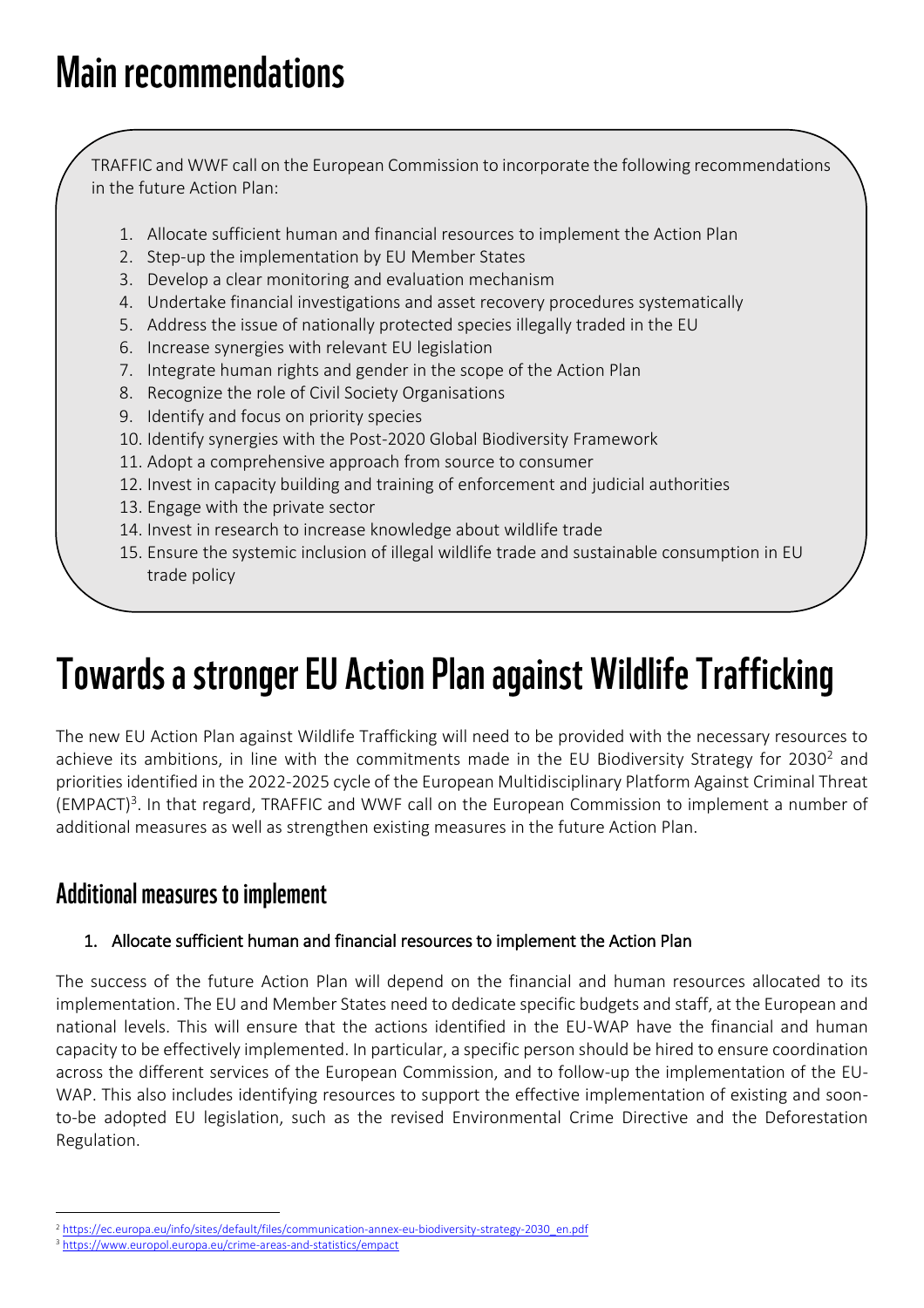# Main recommendations

TRAFFIC and WWF call on the European Commission to incorporate the following recommendations in the future Action Plan:

1. Allocate sufficient human and financial resources to implement the Action Plan
2. Step-up the implementation by EU Member States
3. Develop a clear monitoring and evaluation mechanism
4. Undertake financial investigations and asset recovery procedures systematically
5. Address the issue of nationally protected species illegally traded in the EU
6. Increase synergies with relevant EU legislation
7. Integrate human rights and gender in the scope of the Action Plan
8. Recognize the role of Civil Society Organisations
9. Identify and focus on priority species
10. Identify synergies with the Post-2020 Global Biodiversity Framework
11. Adopt a comprehensive approach from source to consumer
12. Invest in capacity building and training of enforcement and judicial authorities
13. Engage with the private sector
14. Invest in research to increase knowledge about wildlife trade
15. Ensure the systemic inclusion of illegal wildlife trade and sustainable consumption in EU trade policy

# Towards a stronger EU Action Plan against Wildlife Trafficking

The new EU Action Plan against Wildlife Trafficking will need to be provided with the necessary resources to achieve its ambitions, in line with the commitments made in the EU Biodiversity Strategy for 2030[2] and priorities identified in the 2022-2025 cycle of the European Multidisciplinary Platform Against Criminal Threat (EMPACT)[3]. In that regard, TRAFFIC and WWF call on the European Commission to implement a number of additional measures as well as strengthen existing measures in the future Action Plan.

## Additional measures to implement

### 1. Allocate sufficient human and financial resources to implement the Action Plan

The success of the future Action Plan will depend on the financial and human resources allocated to its implementation. The EU and Member States need to dedicate specific budgets and staff, at the European and national levels. This will ensure that the actions identified in the EU-WAP have the financial and human capacity to be effectively implemented. In particular, a specific person should be hired to ensure coordination across the different services of the European Commission, and to follow-up the implementation of the EU-WAP. This also includes identifying resources to support the effective implementation of existing and soon-to-be adopted EU legislation, such as the revised Environmental Crime Directive and the Deforestation Regulation.

[2] https://ec.europa.eu/info/sites/default/files/communication-annex-eu-biodiversity-strategy-2030_en.pdf

[3] https://www.europol.europa.eu/crime-areas-and-statistics/empact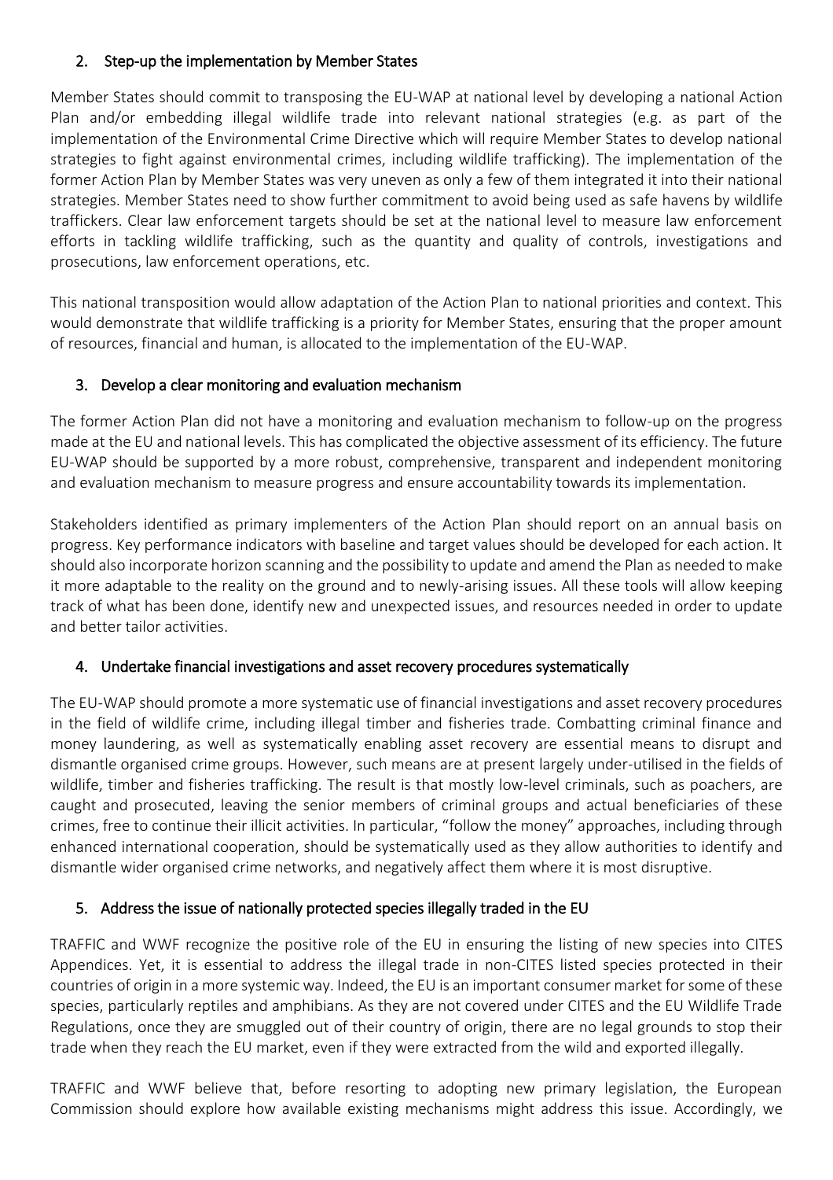## 2. Step-up the implementation by Member States

Member States should commit to transposing the EU-WAP at national level by developing a national Action Plan and/or embedding illegal wildlife trade into relevant national strategies (e.g. as part of the implementation of the Environmental Crime Directive which will require Member States to develop national strategies to fight against environmental crimes, including wildlife trafficking). The implementation of the former Action Plan by Member States was very uneven as only a few of them integrated it into their national strategies. Member States need to show further commitment to avoid being used as safe havens by wildlife traffickers. Clear law enforcement targets should be set at the national level to measure law enforcement efforts in tackling wildlife trafficking, such as the quantity and quality of controls, investigations and prosecutions, law enforcement operations, etc.

This national transposition would allow adaptation of the Action Plan to national priorities and context. This would demonstrate that wildlife trafficking is a priority for Member States, ensuring that the proper amount of resources, financial and human, is allocated to the implementation of the EU-WAP.

## 3. Develop a clear monitoring and evaluation mechanism

The former Action Plan did not have a monitoring and evaluation mechanism to follow-up on the progress made at the EU and national levels. This has complicated the objective assessment of its efficiency. The future EU-WAP should be supported by a more robust, comprehensive, transparent and independent monitoring and evaluation mechanism to measure progress and ensure accountability towards its implementation.

Stakeholders identified as primary implementers of the Action Plan should report on an annual basis on progress. Key performance indicators with baseline and target values should be developed for each action. It should also incorporate horizon scanning and the possibility to update and amend the Plan as needed to make it more adaptable to the reality on the ground and to newly-arising issues. All these tools will allow keeping track of what has been done, identify new and unexpected issues, and resources needed in order to update and better tailor activities.

## 4. Undertake financial investigations and asset recovery procedures systematically

The EU-WAP should promote a more systematic use of financial investigations and asset recovery procedures in the field of wildlife crime, including illegal timber and fisheries trade. Combatting criminal finance and money laundering, as well as systematically enabling asset recovery are essential means to disrupt and dismantle organised crime groups. However, such means are at present largely under-utilised in the fields of wildlife, timber and fisheries trafficking. The result is that mostly low-level criminals, such as poachers, are caught and prosecuted, leaving the senior members of criminal groups and actual beneficiaries of these crimes, free to continue their illicit activities. In particular, "follow the money" approaches, including through enhanced international cooperation, should be systematically used as they allow authorities to identify and dismantle wider organised crime networks, and negatively affect them where it is most disruptive.

## 5. Address the issue of nationally protected species illegally traded in the EU

TRAFFIC and WWF recognize the positive role of the EU in ensuring the listing of new species into CITES Appendices. Yet, it is essential to address the illegal trade in non-CITES listed species protected in their countries of origin in a more systemic way. Indeed, the EU is an important consumer market for some of these species, particularly reptiles and amphibians. As they are not covered under CITES and the EU Wildlife Trade Regulations, once they are smuggled out of their country of origin, there are no legal grounds to stop their trade when they reach the EU market, even if they were extracted from the wild and exported illegally.

TRAFFIC and WWF believe that, before resorting to adopting new primary legislation, the European Commission should explore how available existing mechanisms might address this issue. Accordingly, we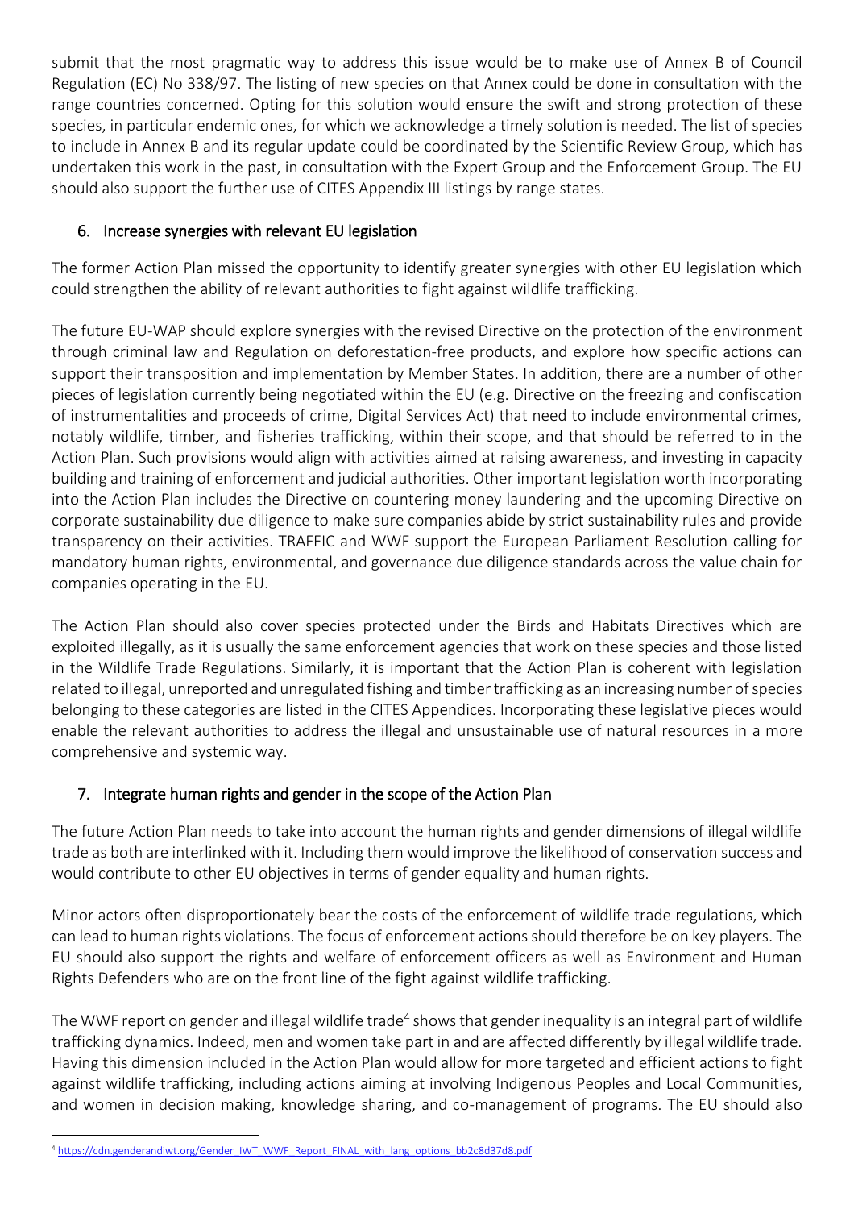submit that the most pragmatic way to address this issue would be to make use of Annex B of Council Regulation (EC) No 338/97. The listing of new species on that Annex could be done in consultation with the range countries concerned. Opting for this solution would ensure the swift and strong protection of these species, in particular endemic ones, for which we acknowledge a timely solution is needed. The list of species to include in Annex B and its regular update could be coordinated by the Scientific Review Group, which has undertaken this work in the past, in consultation with the Expert Group and the Enforcement Group. The EU should also support the further use of CITES Appendix III listings by range states.

## 6. Increase synergies with relevant EU legislation

The former Action Plan missed the opportunity to identify greater synergies with other EU legislation which could strengthen the ability of relevant authorities to fight against wildlife trafficking.

The future EU-WAP should explore synergies with the revised Directive on the protection of the environment through criminal law and Regulation on deforestation-free products, and explore how specific actions can support their transposition and implementation by Member States. In addition, there are a number of other pieces of legislation currently being negotiated within the EU (e.g. Directive on the freezing and confiscation of instrumentalities and proceeds of crime, Digital Services Act) that need to include environmental crimes, notably wildlife, timber, and fisheries trafficking, within their scope, and that should be referred to in the Action Plan. Such provisions would align with activities aimed at raising awareness, and investing in capacity building and training of enforcement and judicial authorities. Other important legislation worth incorporating into the Action Plan includes the Directive on countering money laundering and the upcoming Directive on corporate sustainability due diligence to make sure companies abide by strict sustainability rules and provide transparency on their activities. TRAFFIC and WWF support the European Parliament Resolution calling for mandatory human rights, environmental, and governance due diligence standards across the value chain for companies operating in the EU.

The Action Plan should also cover species protected under the Birds and Habitats Directives which are exploited illegally, as it is usually the same enforcement agencies that work on these species and those listed in the Wildlife Trade Regulations. Similarly, it is important that the Action Plan is coherent with legislation related to illegal, unreported and unregulated fishing and timber trafficking as an increasing number of species belonging to these categories are listed in the CITES Appendices. Incorporating these legislative pieces would enable the relevant authorities to address the illegal and unsustainable use of natural resources in a more comprehensive and systemic way.

## 7. Integrate human rights and gender in the scope of the Action Plan

The future Action Plan needs to take into account the human rights and gender dimensions of illegal wildlife trade as both are interlinked with it. Including them would improve the likelihood of conservation success and would contribute to other EU objectives in terms of gender equality and human rights.

Minor actors often disproportionately bear the costs of the enforcement of wildlife trade regulations, which can lead to human rights violations. The focus of enforcement actions should therefore be on key players. The EU should also support the rights and welfare of enforcement officers as well as Environment and Human Rights Defenders who are on the front line of the fight against wildlife trafficking.

The WWF report on gender and illegal wildlife trade[4] shows that gender inequality is an integral part of wildlife trafficking dynamics. Indeed, men and women take part in and are affected differently by illegal wildlife trade. Having this dimension included in the Action Plan would allow for more targeted and efficient actions to fight against wildlife trafficking, including actions aiming at involving Indigenous Peoples and Local Communities, and women in decision making, knowledge sharing, and co-management of programs. The EU should also

[4] https://cdn.genderandiwt.org/Gender_IWT_WWF_Report_FINAL_with_lang_options_bb2c8d37d8.pdf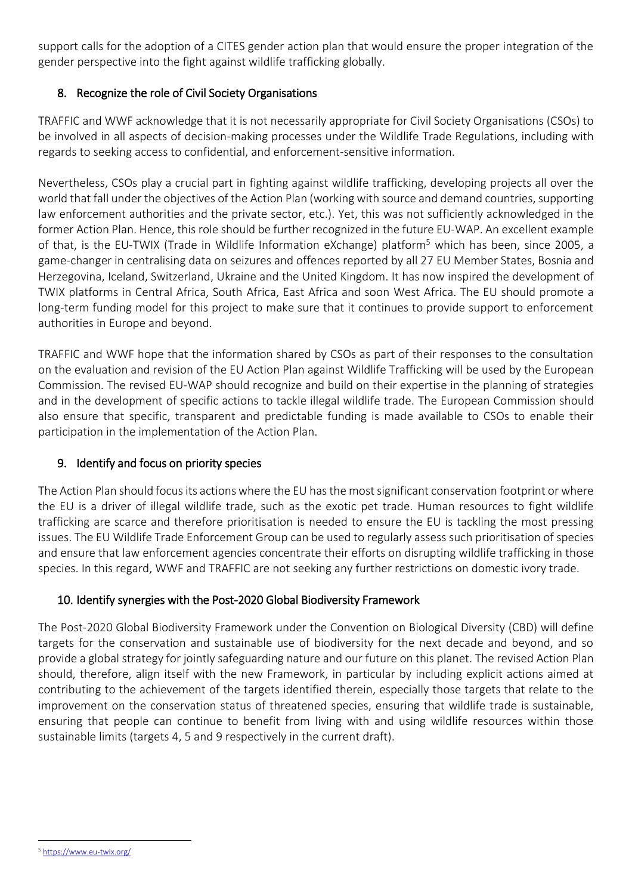support calls for the adoption of a CITES gender action plan that would ensure the proper integration of the gender perspective into the fight against wildlife trafficking globally.

## 8. Recognize the role of Civil Society Organisations

TRAFFIC and WWF acknowledge that it is not necessarily appropriate for Civil Society Organisations (CSOs) to be involved in all aspects of decision-making processes under the Wildlife Trade Regulations, including with regards to seeking access to confidential, and enforcement-sensitive information.

Nevertheless, CSOs play a crucial part in fighting against wildlife trafficking, developing projects all over the world that fall under the objectives of the Action Plan (working with source and demand countries, supporting law enforcement authorities and the private sector, etc.). Yet, this was not sufficiently acknowledged in the former Action Plan. Hence, this role should be further recognized in the future EU-WAP. An excellent example of that, is the EU-TWIX (Trade in Wildlife Information eXchange) platform[5] which has been, since 2005, a game-changer in centralising data on seizures and offences reported by all 27 EU Member States, Bosnia and Herzegovina, Iceland, Switzerland, Ukraine and the United Kingdom. It has now inspired the development of TWIX platforms in Central Africa, South Africa, East Africa and soon West Africa. The EU should promote a long-term funding model for this project to make sure that it continues to provide support to enforcement authorities in Europe and beyond.

TRAFFIC and WWF hope that the information shared by CSOs as part of their responses to the consultation on the evaluation and revision of the EU Action Plan against Wildlife Trafficking will be used by the European Commission. The revised EU-WAP should recognize and build on their expertise in the planning of strategies and in the development of specific actions to tackle illegal wildlife trade. The European Commission should also ensure that specific, transparent and predictable funding is made available to CSOs to enable their participation in the implementation of the Action Plan.

## 9. Identify and focus on priority species

The Action Plan should focus its actions where the EU has the most significant conservation footprint or where the EU is a driver of illegal wildlife trade, such as the exotic pet trade. Human resources to fight wildlife trafficking are scarce and therefore prioritisation is needed to ensure the EU is tackling the most pressing issues. The EU Wildlife Trade Enforcement Group can be used to regularly assess such prioritisation of species and ensure that law enforcement agencies concentrate their efforts on disrupting wildlife trafficking in those species. In this regard, WWF and TRAFFIC are not seeking any further restrictions on domestic ivory trade.

## 10. Identify synergies with the Post-2020 Global Biodiversity Framework

The Post-2020 Global Biodiversity Framework under the Convention on Biological Diversity (CBD) will define targets for the conservation and sustainable use of biodiversity for the next decade and beyond, and so provide a global strategy for jointly safeguarding nature and our future on this planet. The revised Action Plan should, therefore, align itself with the new Framework, in particular by including explicit actions aimed at contributing to the achievement of the targets identified therein, especially those targets that relate to the improvement on the conservation status of threatened species, ensuring that wildlife trade is sustainable, ensuring that people can continue to benefit from living with and using wildlife resources within those sustainable limits (targets 4, 5 and 9 respectively in the current draft).

---

[5] https://www.eu-twix.org/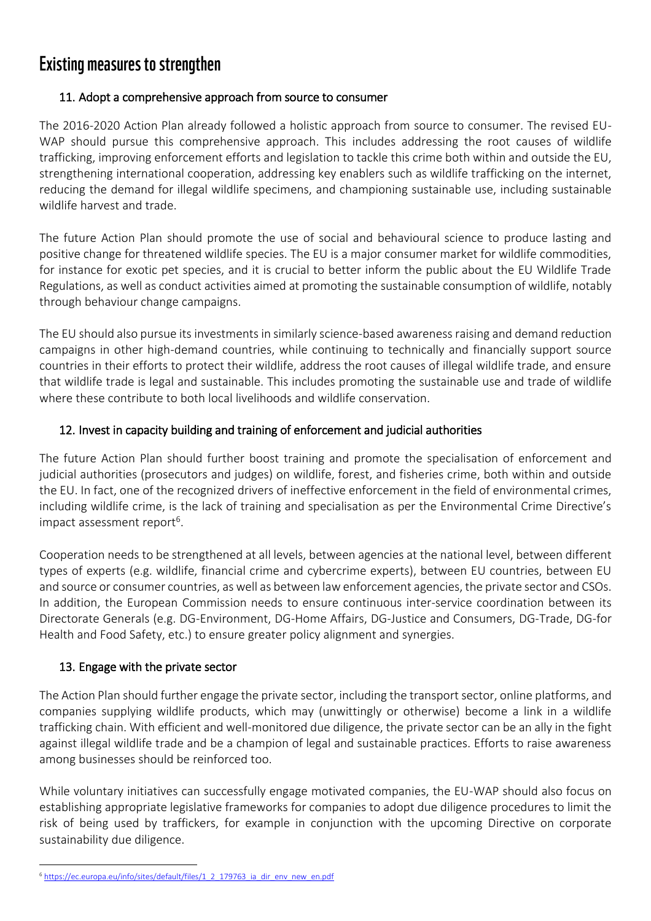## Existing measures to strengthen

### 11. Adopt a comprehensive approach from source to consumer

The 2016-2020 Action Plan already followed a holistic approach from source to consumer. The revised EU-WAP should pursue this comprehensive approach. This includes addressing the root causes of wildlife trafficking, improving enforcement efforts and legislation to tackle this crime both within and outside the EU, strengthening international cooperation, addressing key enablers such as wildlife trafficking on the internet, reducing the demand for illegal wildlife specimens, and championing sustainable use, including sustainable wildlife harvest and trade.

The future Action Plan should promote the use of social and behavioural science to produce lasting and positive change for threatened wildlife species. The EU is a major consumer market for wildlife commodities, for instance for exotic pet species, and it is crucial to better inform the public about the EU Wildlife Trade Regulations, as well as conduct activities aimed at promoting the sustainable consumption of wildlife, notably through behaviour change campaigns.

The EU should also pursue its investments in similarly science-based awareness raising and demand reduction campaigns in other high-demand countries, while continuing to technically and financially support source countries in their efforts to protect their wildlife, address the root causes of illegal wildlife trade, and ensure that wildlife trade is legal and sustainable. This includes promoting the sustainable use and trade of wildlife where these contribute to both local livelihoods and wildlife conservation.

### 12. Invest in capacity building and training of enforcement and judicial authorities

The future Action Plan should further boost training and promote the specialisation of enforcement and judicial authorities (prosecutors and judges) on wildlife, forest, and fisheries crime, both within and outside the EU. In fact, one of the recognized drivers of ineffective enforcement in the field of environmental crimes, including wildlife crime, is the lack of training and specialisation as per the Environmental Crime Directive's impact assessment report[6].

Cooperation needs to be strengthened at all levels, between agencies at the national level, between different types of experts (e.g. wildlife, financial crime and cybercrime experts), between EU countries, between EU and source or consumer countries, as well as between law enforcement agencies, the private sector and CSOs. In addition, the European Commission needs to ensure continuous inter-service coordination between its Directorate Generals (e.g. DG-Environment, DG-Home Affairs, DG-Justice and Consumers, DG-Trade, DG-for Health and Food Safety, etc.) to ensure greater policy alignment and synergies.

### 13. Engage with the private sector

The Action Plan should further engage the private sector, including the transport sector, online platforms, and companies supplying wildlife products, which may (unwittingly or otherwise) become a link in a wildlife trafficking chain. With efficient and well-monitored due diligence, the private sector can be an ally in the fight against illegal wildlife trade and be a champion of legal and sustainable practices. Efforts to raise awareness among businesses should be reinforced too.

While voluntary initiatives can successfully engage motivated companies, the EU-WAP should also focus on establishing appropriate legislative frameworks for companies to adopt due diligence procedures to limit the risk of being used by traffickers, for example in conjunction with the upcoming Directive on corporate sustainability due diligence.

---

[6] https://ec.europa.eu/info/sites/default/files/1_2_179763_ia_dir_env_new_en.pdf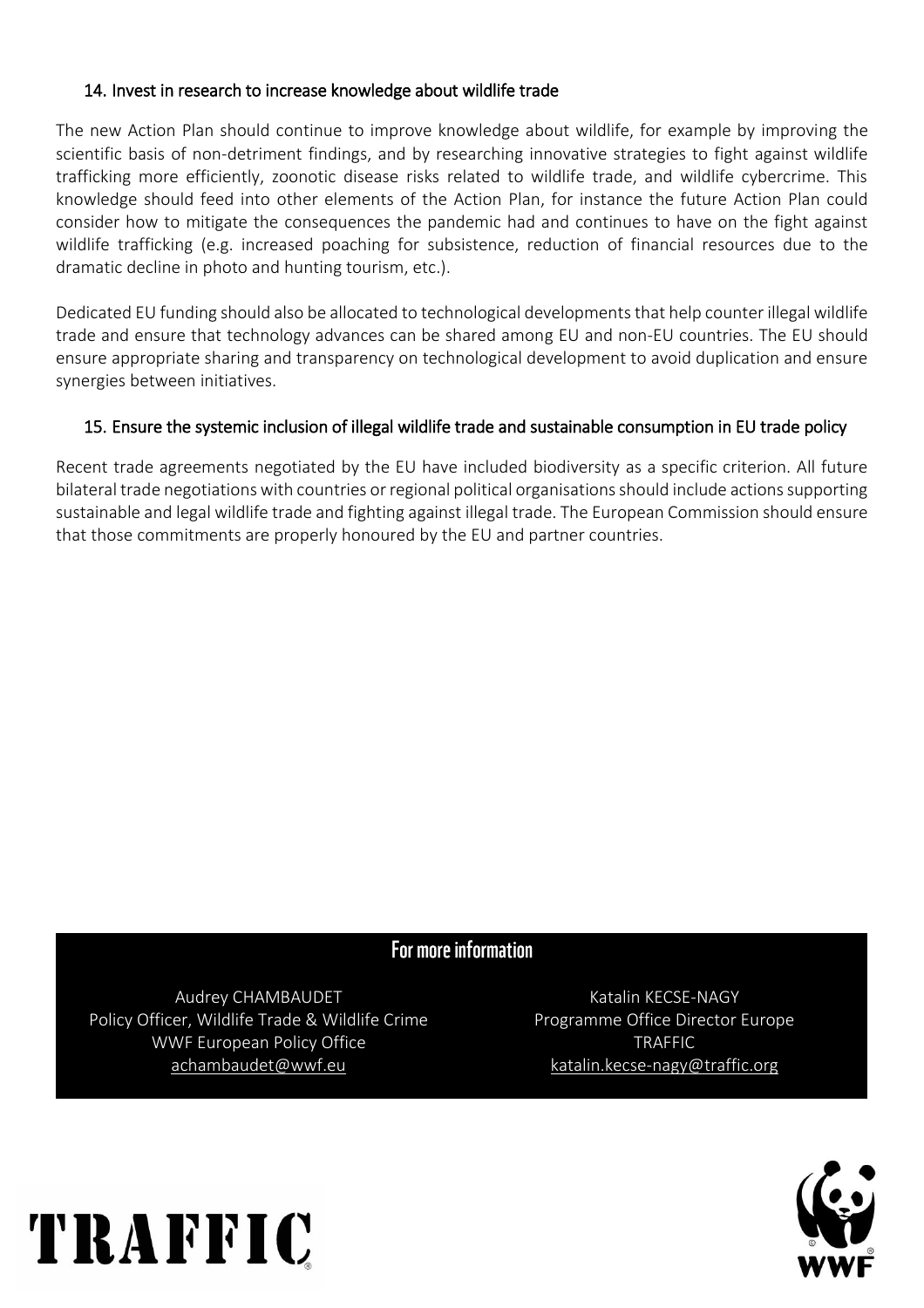### 14. Invest in research to increase knowledge about wildlife trade

The new Action Plan should continue to improve knowledge about wildlife, for example by improving the scientific basis of non-detriment findings, and by researching innovative strategies to fight against wildlife trafficking more efficiently, zoonotic disease risks related to wildlife trade, and wildlife cybercrime. This knowledge should feed into other elements of the Action Plan, for instance the future Action Plan could consider how to mitigate the consequences the pandemic had and continues to have on the fight against wildlife trafficking (e.g. increased poaching for subsistence, reduction of financial resources due to the dramatic decline in photo and hunting tourism, etc.).

Dedicated EU funding should also be allocated to technological developments that help counter illegal wildlife trade and ensure that technology advances can be shared among EU and non-EU countries. The EU should ensure appropriate sharing and transparency on technological development to avoid duplication and ensure synergies between initiatives.

### 15. Ensure the systemic inclusion of illegal wildlife trade and sustainable consumption in EU trade policy

Recent trade agreements negotiated by the EU have included biodiversity as a specific criterion. All future bilateral trade negotiations with countries or regional political organisations should include actions supporting sustainable and legal wildlife trade and fighting against illegal trade. The European Commission should ensure that those commitments are properly honoured by the EU and partner countries.

## For more information

Audrey CHAMBAUDET
Policy Officer, Wildlife Trade & Wildlife Crime
WWF European Policy Office
achambaudet@wwf.eu

Katalin KECSE-NAGY
Programme Office Director Europe
TRAFFIC
katalin.kecse-nagy@traffic.org

TRAFFIC

WWF